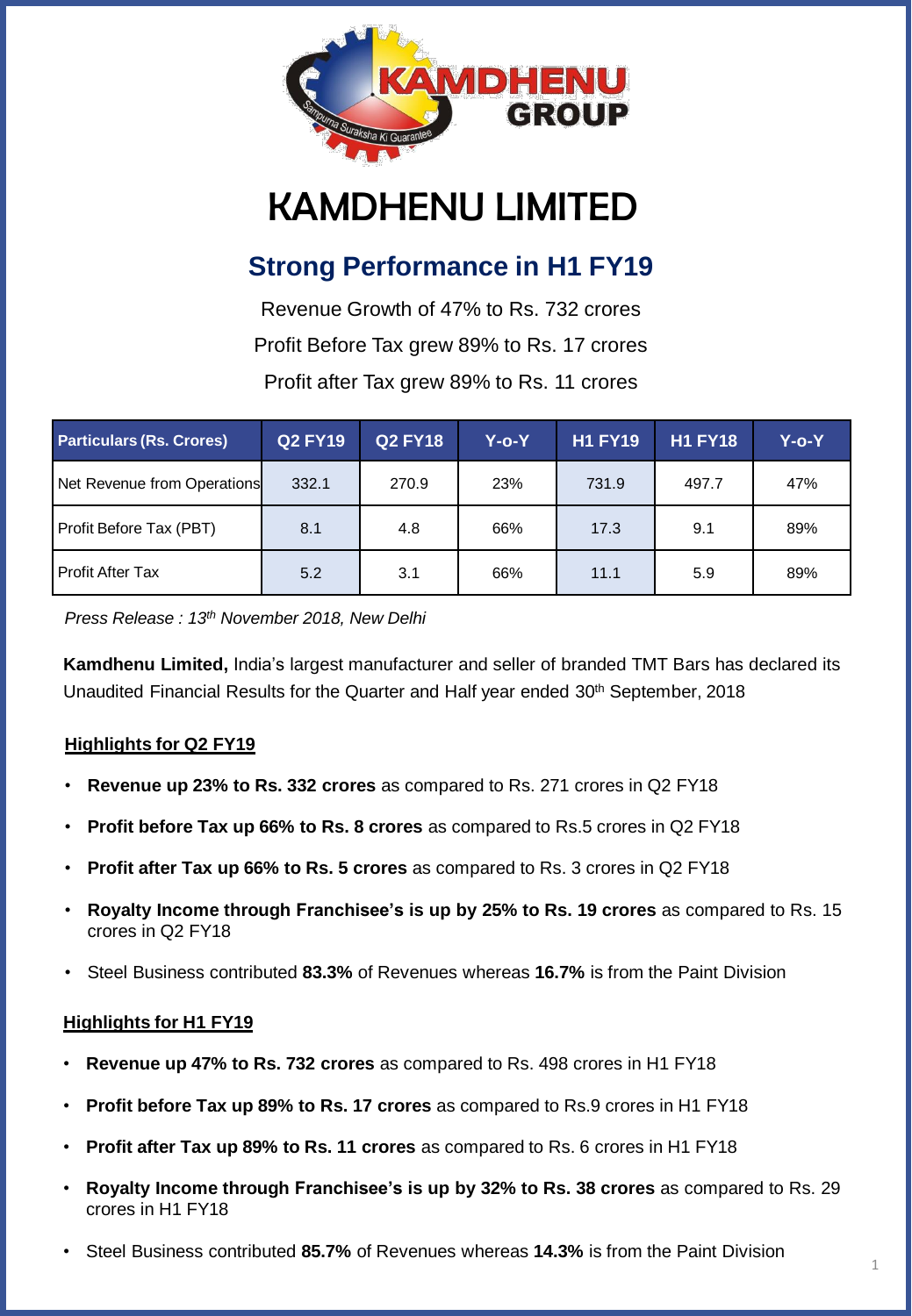# KAMDHENU LIMITED

## Strong Performance in H1 FY19

Revenue Growth of 47% to Rs. 732 crores

Profit Before Tax grew 89% to Rs. 17 crores

Profit after Tax grew 89% to Rs. 11 crores

| Particulars (Rs. Crores) | Q2 FY19 | Q2 FY18 | Y-o-Y | H1 FY19 | H1 FY18 | Y-o-Y |
|---|---|---|---|---|---|---|
| Net Revenue from Operations | 332.1 | 270.9 | 23% | 731.9 | 497.7 | 47% |
| Profit Before Tax (PBT) | 8.1 | 4.8 | 66% | 17.3 | 9.1 | 89% |
| Profit After Tax | 5.2 | 3.1 | 66% | 11.1 | 5.9 | 89% |

*Press Release : 13th November 2018, New Delhi*

**Kamdhenu Limited,** India's largest manufacturer and seller of branded TMT Bars has declared its Unaudited Financial Results for the Quarter and Half year ended 30th September, 2018

### Highlights for Q2 FY19

- **Revenue up 23% to Rs. 332 crores** as compared to Rs. 271 crores in Q2 FY18
- **Profit before Tax up 66% to Rs. 8 crores** as compared to Rs.5 crores in Q2 FY18
- **Profit after Tax up 66% to Rs. 5 crores** as compared to Rs. 3 crores in Q2 FY18
- **Royalty Income through Franchisee's is up by 25% to Rs. 19 crores** as compared to Rs. 15 crores in Q2 FY18
- Steel Business contributed **83.3%** of Revenues whereas **16.7%** is from the Paint Division

### Highlights for H1 FY19

- **Revenue up 47% to Rs. 732 crores** as compared to Rs. 498 crores in H1 FY18
- **Profit before Tax up 89% to Rs. 17 crores** as compared to Rs.9 crores in H1 FY18
- **Profit after Tax up 89% to Rs. 11 crores** as compared to Rs. 6 crores in H1 FY18
- **Royalty Income through Franchisee's is up by 32% to Rs. 38 crores** as compared to Rs. 29 crores in H1 FY18
- Steel Business contributed **85.7%** of Revenues whereas **14.3%** is from the Paint Division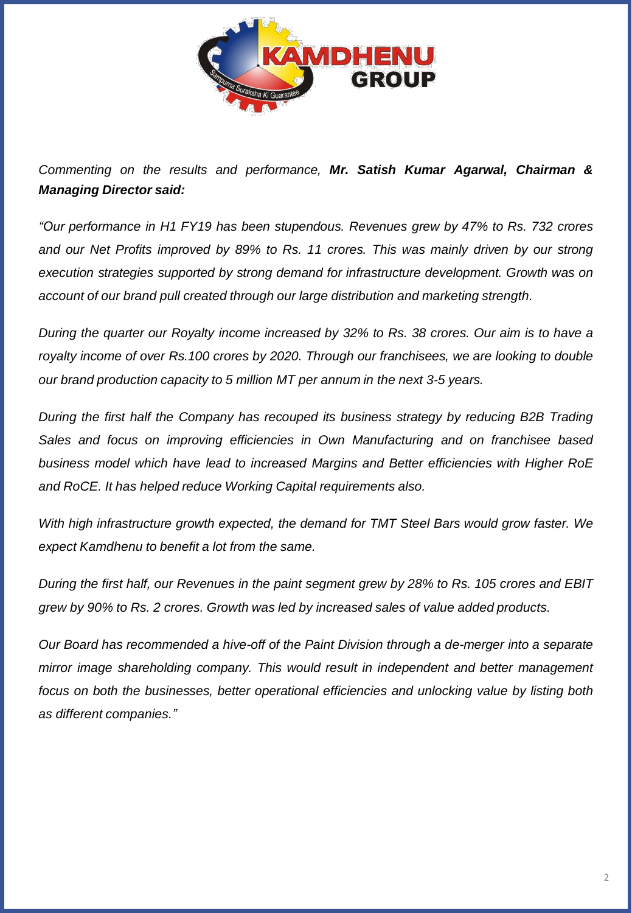*Commenting on the results and performance,* ***Mr. Satish Kumar Agarwal, Chairman & Managing Director said:***

*"Our performance in H1 FY19 has been stupendous. Revenues grew by 47% to Rs. 732 crores and our Net Profits improved by 89% to Rs. 11 crores. This was mainly driven by our strong execution strategies supported by strong demand for infrastructure development. Growth was on account of our brand pull created through our large distribution and marketing strength.*

*During the quarter our Royalty income increased by 32% to Rs. 38 crores. Our aim is to have a royalty income of over Rs.100 crores by 2020. Through our franchisees, we are looking to double our brand production capacity to 5 million MT per annum in the next 3-5 years.*

*During the first half the Company has recouped its business strategy by reducing B2B Trading Sales and focus on improving efficiencies in Own Manufacturing and on franchisee based business model which have lead to increased Margins and Better efficiencies with Higher RoE and RoCE. It has helped reduce Working Capital requirements also.*

*With high infrastructure growth expected, the demand for TMT Steel Bars would grow faster. We expect Kamdhenu to benefit a lot from the same.*

*During the first half, our Revenues in the paint segment grew by 28% to Rs. 105 crores and EBIT grew by 90% to Rs. 2 crores. Growth was led by increased sales of value added products.*

*Our Board has recommended a hive-off of the Paint Division through a de-merger into a separate mirror image shareholding company. This would result in independent and better management focus on both the businesses, better operational efficiencies and unlocking value by listing both as different companies."*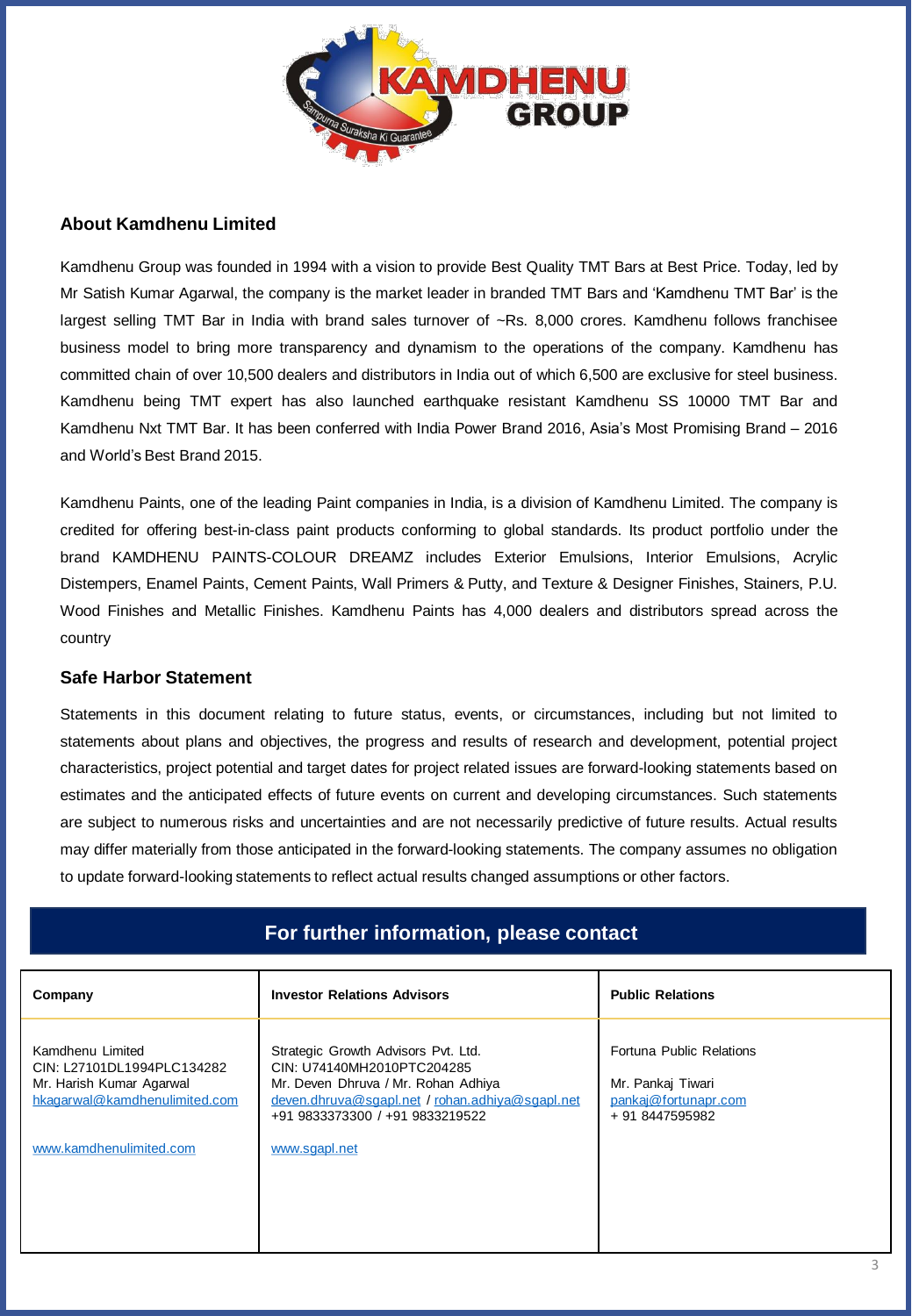## About Kamdhenu Limited

Kamdhenu Group was founded in 1994 with a vision to provide Best Quality TMT Bars at Best Price. Today, led by Mr Satish Kumar Agarwal, the company is the market leader in branded TMT Bars and 'Kamdhenu TMT Bar' is the largest selling TMT Bar in India with brand sales turnover of ~Rs. 8,000 crores. Kamdhenu follows franchisee business model to bring more transparency and dynamism to the operations of the company. Kamdhenu has committed chain of over 10,500 dealers and distributors in India out of which 6,500 are exclusive for steel business. Kamdhenu being TMT expert has also launched earthquake resistant Kamdhenu SS 10000 TMT Bar and Kamdhenu Nxt TMT Bar. It has been conferred with India Power Brand 2016, Asia's Most Promising Brand – 2016 and World's Best Brand 2015.

Kamdhenu Paints, one of the leading Paint companies in India, is a division of Kamdhenu Limited. The company is credited for offering best-in-class paint products conforming to global standards. Its product portfolio under the brand KAMDHENU PAINTS-COLOUR DREAMZ includes Exterior Emulsions, Interior Emulsions, Acrylic Distempers, Enamel Paints, Cement Paints, Wall Primers & Putty, and Texture & Designer Finishes, Stainers, P.U. Wood Finishes and Metallic Finishes. Kamdhenu Paints has 4,000 dealers and distributors spread across the country

## Safe Harbor Statement

Statements in this document relating to future status, events, or circumstances, including but not limited to statements about plans and objectives, the progress and results of research and development, potential project characteristics, project potential and target dates for project related issues are forward-looking statements based on estimates and the anticipated effects of future events on current and developing circumstances. Such statements are subject to numerous risks and uncertainties and are not necessarily predictive of future results. Actual results may differ materially from those anticipated in the forward-looking statements. The company assumes no obligation to update forward-looking statements to reflect actual results changed assumptions or other factors.

## For further information, please contact

| Company | Investor Relations Advisors | Public Relations |
|---|---|---|
| Kamdhenu Limited<br>CIN: L27101DL1994PLC134282<br>Mr. Harish Kumar Agarwal<br>hkagarwal@kamdhenulimited.com<br><br>www.kamdhenulimited.com | Strategic Growth Advisors Pvt. Ltd.<br>CIN: U74140MH2010PTC204285<br>Mr. Deven Dhruva / Mr. Rohan Adhiya<br>deven.dhruva@sgapl.net / rohan.adhiya@sgapl.net<br>+91 9833373300 / +91 9833219522<br><br>www.sgapl.net | Fortuna Public Relations<br><br>Mr. Pankaj Tiwari<br>pankaj@fortunapr.com<br>+ 91 8447595982 |